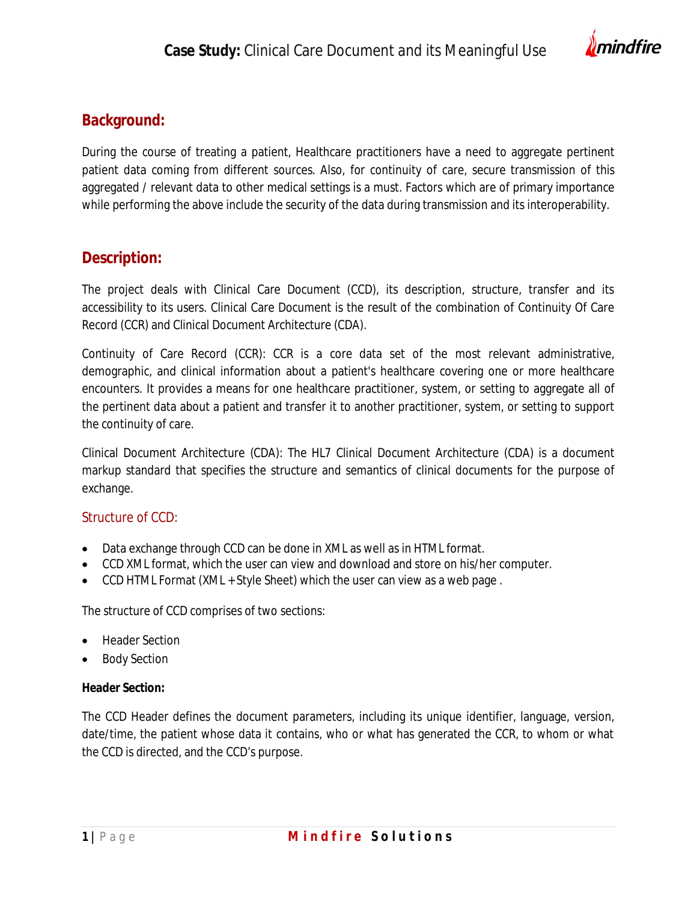# Case Study: Clinical Care Document and its Meaningful Use

## Background:

During the course of treating a patient, Healthcare practitioners have a need to aggregate pertinent patient data coming from different sources. Also, for continuity of care, secure transmission of this aggregated / relevant data to other medical settings is a must. Factors which are of primary importance while performing the above include the security of the data during transmission and its interoperability.

## Description:

The project deals with Clinical Care Document (CCD), its description, structure, transfer and its accessibility to its users. Clinical Care Document is the result of the combination of Continuity Of Care Record (CCR) and Clinical Document Architecture (CDA).

Continuity of Care Record (CCR): CCR is a core data set of the most relevant administrative, demographic, and clinical information about a patient's healthcare covering one or more healthcare encounters. It provides a means for one healthcare practitioner, system, or setting to aggregate all of the pertinent data about a patient and transfer it to another practitioner, system, or setting to support the continuity of care.

Clinical Document Architecture (CDA): The HL7 Clinical Document Architecture (CDA) is a document markup standard that specifies the structure and semantics of clinical documents for the purpose of exchange.

### Structure of CCD:

- Data exchange through CCD can be done in XML as well as in HTML format.
- CCD XML format, which the user can view and download and store on his/her computer.
- CCD HTML Format (XML + Style Sheet) which the user can view as a web page .

The structure of CCD comprises of two sections:

- Header Section
- Body Section

**Header Section:**

The CCD Header defines the document parameters, including its unique identifier, language, version, date/time, the patient whose data it contains, who or what has generated the CCR, to whom or what the CCD is directed, and the CCD's purpose.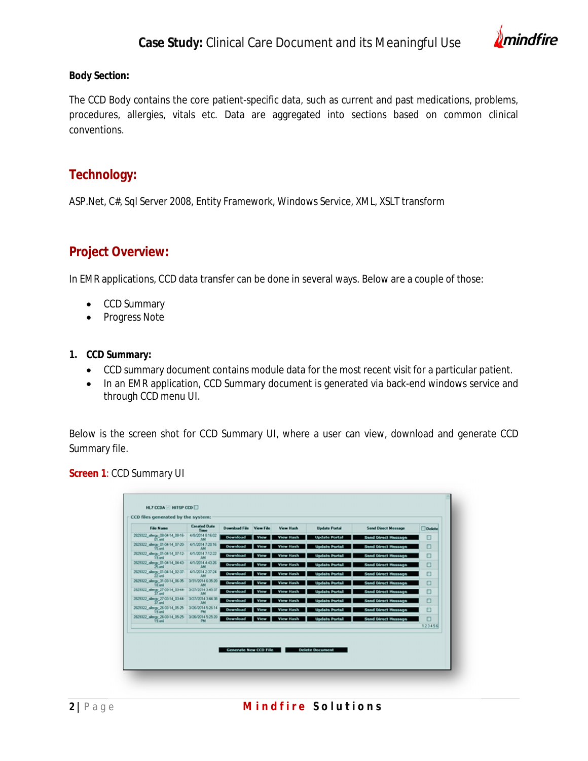**Body Section:**

The CCD Body contains the core patient-specific data, such as current and past medications, problems, procedures, allergies, vitals etc. Data are aggregated into sections based on common clinical conventions.

## Technology:

ASP.Net, C#, Sql Server 2008, Entity Framework, Windows Service, XML, XSLT transform

## Project Overview:

In EMR applications, CCD data transfer can be done in several ways. Below are a couple of those:

- CCD Summary
- Progress Note

**1. CCD Summary:**

- CCD summary document contains module data for the most recent visit for a particular patient.
- In an EMR application, CCD Summary document is generated via back-end windows service and through CCD menu UI.

Below is the screen shot for CCD Summary UI, where a user can view, download and generate CCD Summary file.

**Screen 1**: CCD Summary UI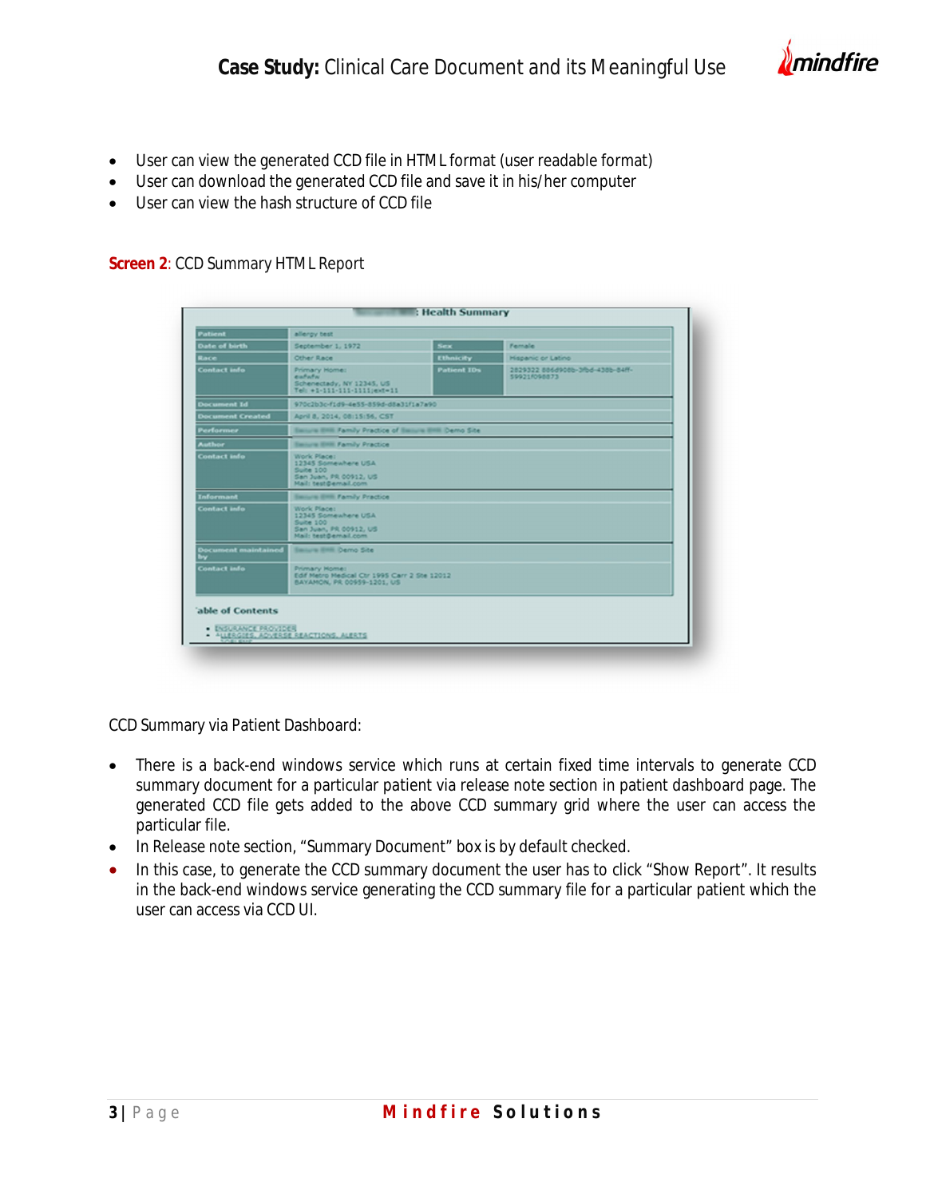- User can view the generated CCD file in HTML format (user readable format)
- User can download the generated CCD file and save it in his/her computer
- User can view the hash structure of CCD file

**Screen 2**: CCD Summary HTML Report

CCD Summary via Patient Dashboard:

- There is a back-end windows service which runs at certain fixed time intervals to generate CCD summary document for a particular patient via release note section in patient dashboard page. The generated CCD file gets added to the above CCD summary grid where the user can access the particular file.
- In Release note section, “Summary Document” box is by default checked.
- In this case, to generate the CCD summary document the user has to click “Show Report”. It results in the back-end windows service generating the CCD summary file for a particular patient which the user can access via CCD UI.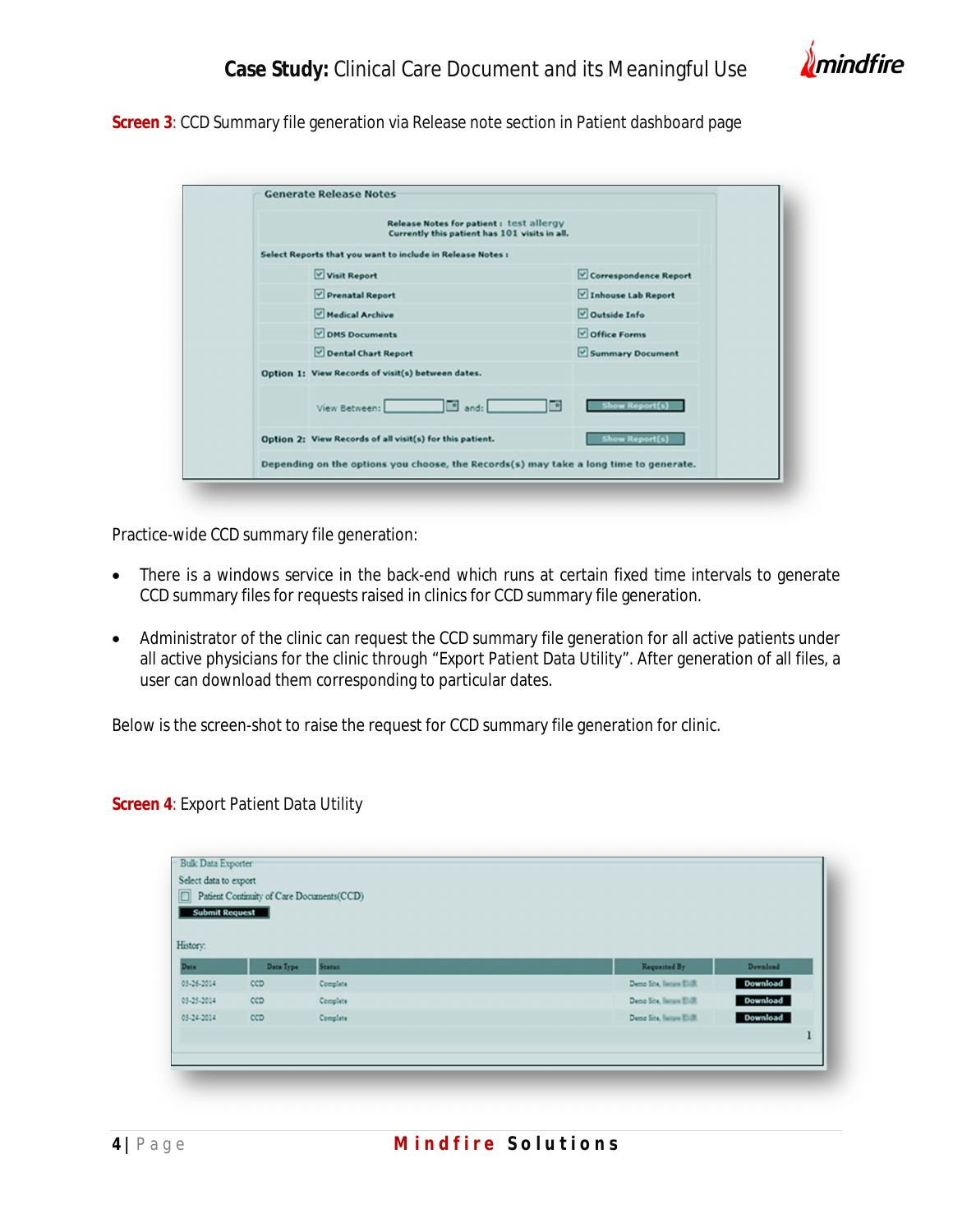**Screen 3**: CCD Summary file generation via Release note section in Patient dashboard page

Generate Release Notes

Release Notes for patient : test allergy
Currently this patient has 101 visits in all.

Select Reports that you want to include in Release Notes :

- ☑ Visit Report
- ☑ Correspondence Report
- ☑ Prenatal Report
- ☑ Inhouse Lab Report
- ☑ Medical Archive
- ☑ Outside Info
- ☑ DMS Documents
- ☑ Office Forms
- ☑ Dental Chart Report
- ☑ Summary Document

Option 1: View Records of visit(s) between dates.

View Between: [ ] and: [ ] [Show Report(s)]

Option 2: View Records of all visit(s) for this patient. [Show Report(s)]

Depending on the options you choose, the Records(s) may take a long time to generate.

Practice-wide CCD summary file generation:

- There is a windows service in the back-end which runs at certain fixed time intervals to generate CCD summary files for requests raised in clinics for CCD summary file generation.
- Administrator of the clinic can request the CCD summary file generation for all active patients under all active physicians for the clinic through "Export Patient Data Utility". After generation of all files, a user can download them corresponding to particular dates.

Below is the screen-shot to raise the request for CCD summary file generation for clinic.

**Screen 4**: Export Patient Data Utility

Bulk Data Exporter

Select data to export

☐ Patient Continuity of Care Documents(CCD)

[Submit Request]

History:

| Date | Data Type | Status | Requested By | Download |
|---|---|---|---|---|
| 03-26-2014 | CCD | Complete | Demo Site, | Download |
| 03-25-2014 | CCD | Complete | Demo Site, | Download |
| 03-24-2014 | CCD | Complete | Demo Site, | Download |

1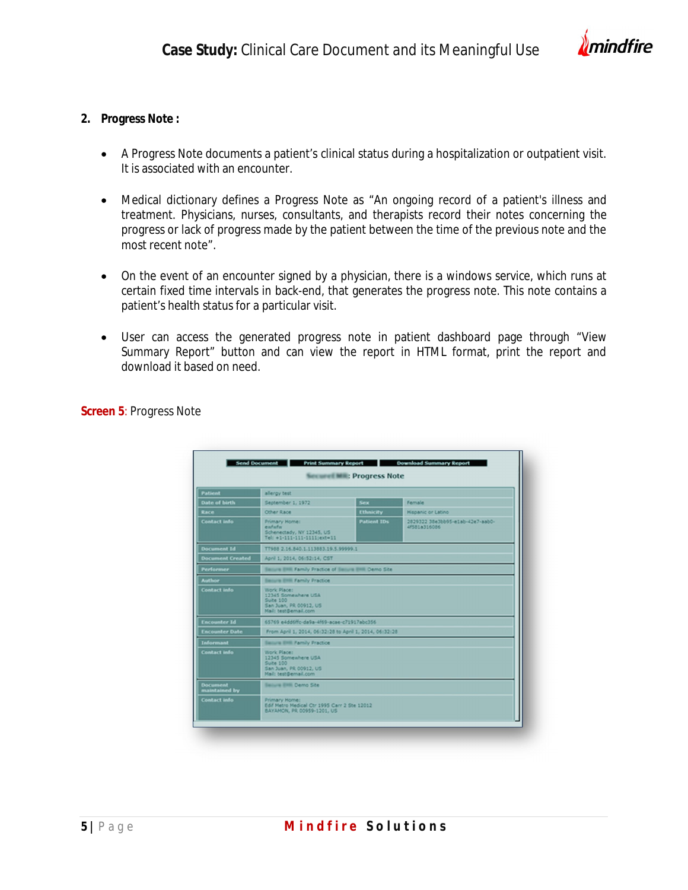## 2. Progress Note :

- A Progress Note documents a patient's clinical status during a hospitalization or outpatient visit. It is associated with an encounter.
- Medical dictionary defines a Progress Note as "An ongoing record of a patient's illness and treatment. Physicians, nurses, consultants, and therapists record their notes concerning the progress or lack of progress made by the patient between the time of the previous note and the most recent note".
- On the event of an encounter signed by a physician, there is a windows service, which runs at certain fixed time intervals in back-end, that generates the progress note. This note contains a patient's health status for a particular visit.
- User can access the generated progress note in patient dashboard page through "View Summary Report" button and can view the report in HTML format, print the report and download it based on need.

**Screen 5**: Progress Note